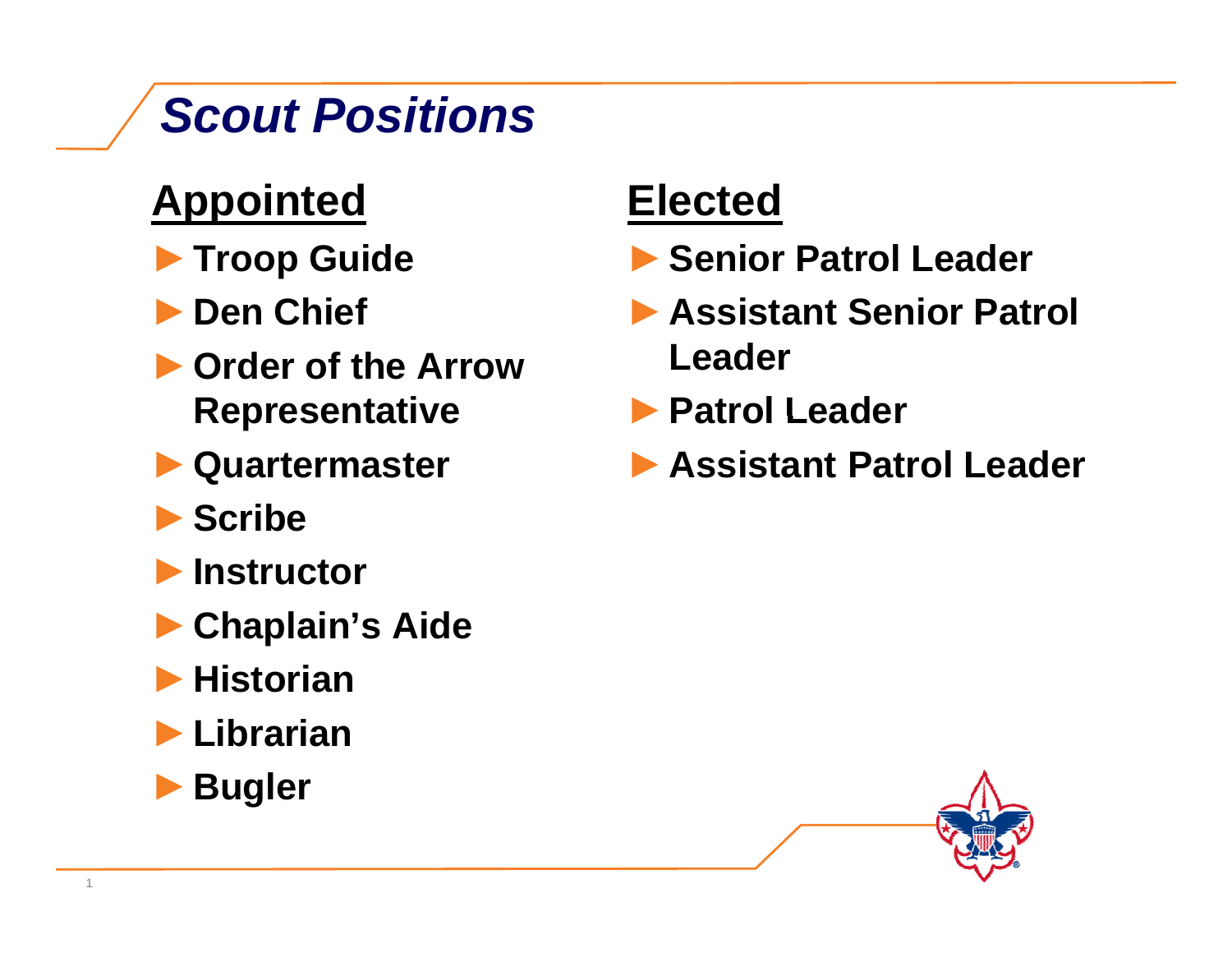# *Scout Positions*

## Appointed

- Troop Guide
- Den Chief
- Order of the Arrow Representative
- Quartermaster
- Scribe
- Instructor
- Chaplain's Aide
- Historian
- Librarian
- Bugler

## Elected

- Senior Patrol Leader
- Assistant Senior Patrol Leader
- Patrol Leader
- Assistant Patrol Leader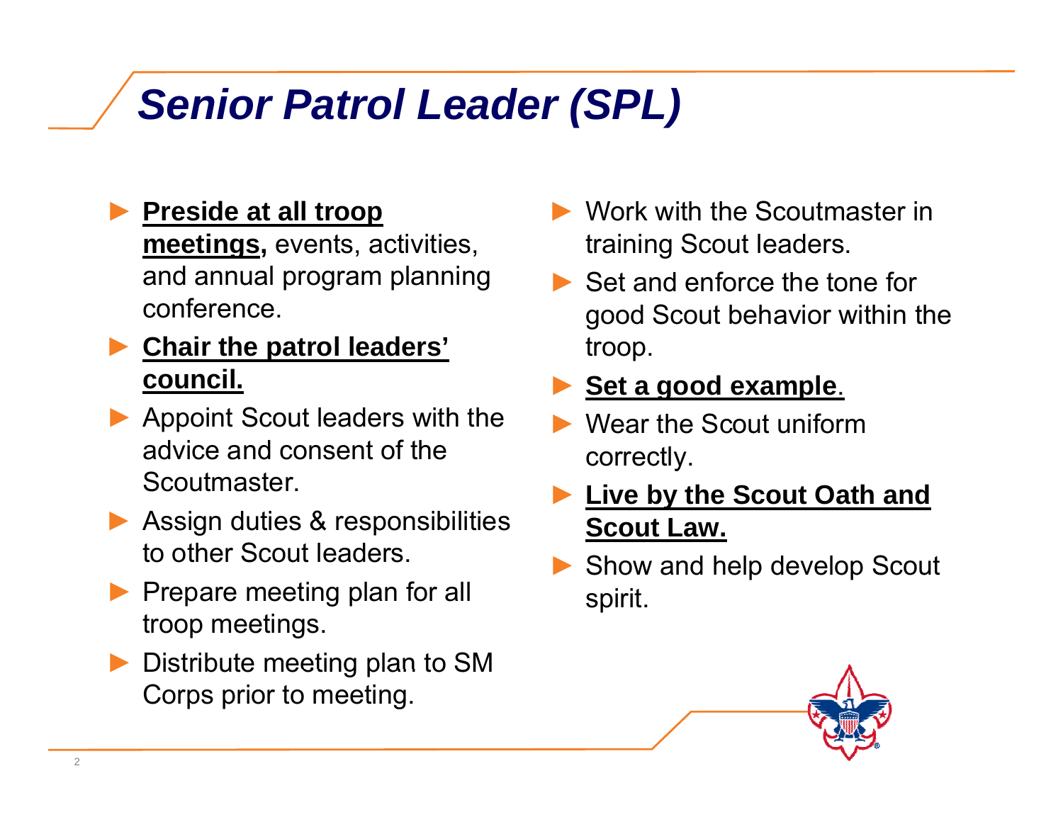# *Senior Patrol Leader (SPL)*

- **Preside at all troop meetings,** events, activities, and annual program planning conference.
- **Chair the patrol leaders' council.**
- Appoint Scout leaders with the advice and consent of the Scoutmaster.
- Assign duties & responsibilities to other Scout leaders.
- Prepare meeting plan for all troop meetings.
- Distribute meeting plan to SM Corps prior to meeting.
- Work with the Scoutmaster in training Scout leaders.
- Set and enforce the tone for good Scout behavior within the troop.
- **Set a good example**.
- Wear the Scout uniform correctly.
- **Live by the Scout Oath and Scout Law.**
- Show and help develop Scout spirit.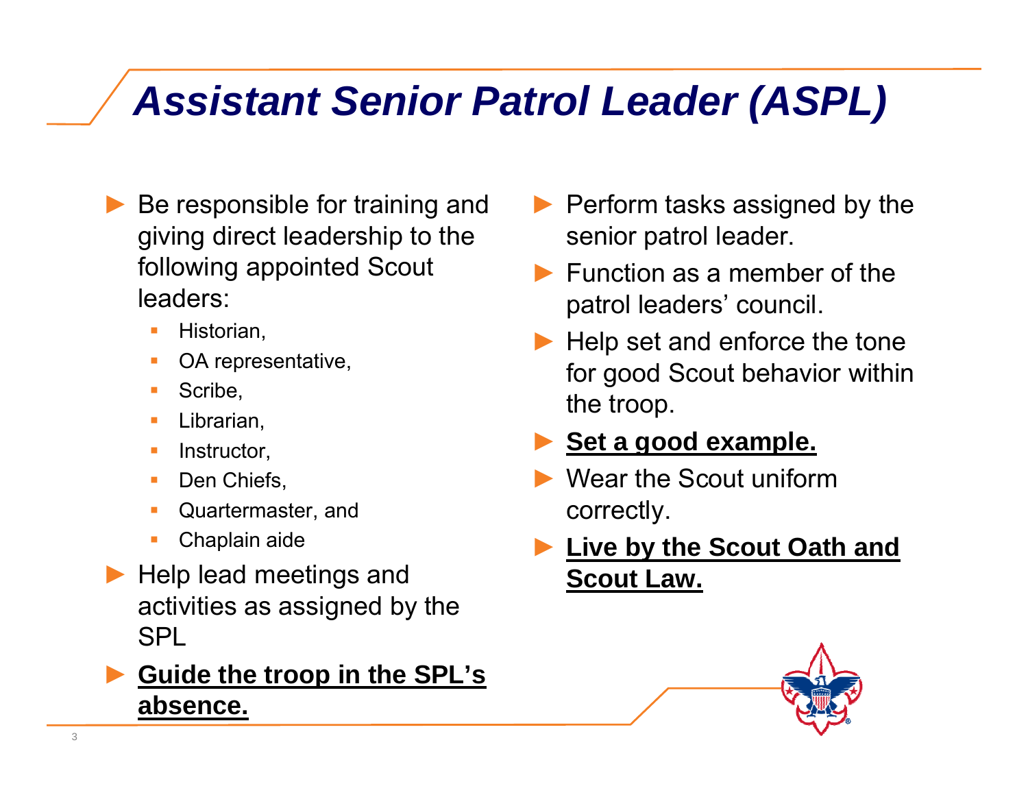# Assistant Senior Patrol Leader (ASPL)

- Be responsible for training and giving direct leadership to the following appointed Scout leaders:
  - Historian,
  - OA representative,
  - Scribe,
  - Librarian,
  - Instructor,
  - Den Chiefs,
  - Quartermaster, and
  - Chaplain aide
- Help lead meetings and activities as assigned by the SPL
- **Guide the troop in the SPL's absence.**
- Perform tasks assigned by the senior patrol leader.
- Function as a member of the patrol leaders' council.
- Help set and enforce the tone for good Scout behavior within the troop.
- **Set a good example.**
- Wear the Scout uniform correctly.
- **Live by the Scout Oath and Scout Law.**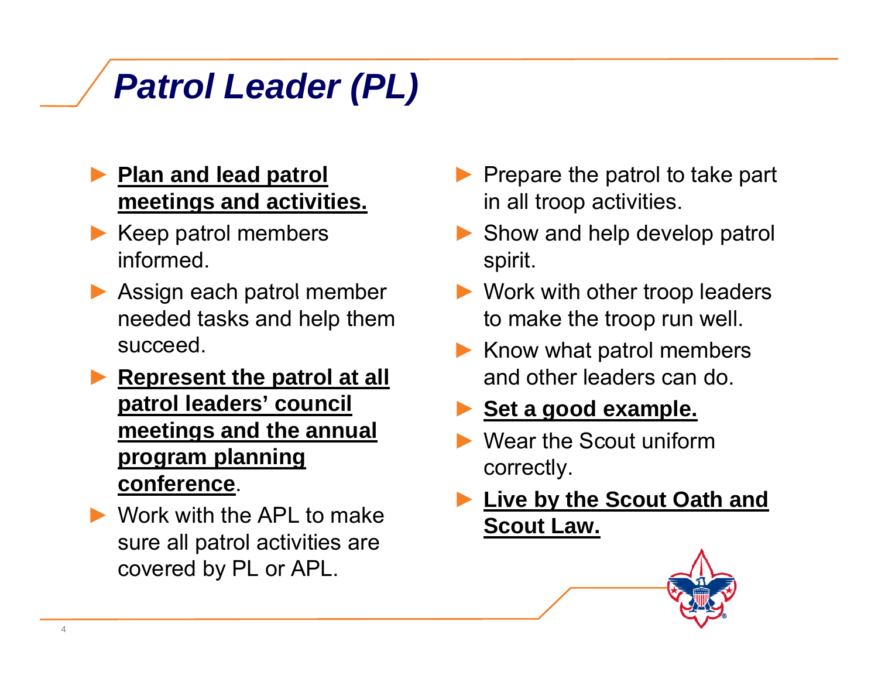# *Patrol Leader (PL)*

- **Plan and lead patrol meetings and activities.**
- Keep patrol members informed.
- Assign each patrol member needed tasks and help them succeed.
- **Represent the patrol at all patrol leaders' council meetings and the annual program planning conference**.
- Work with the APL to make sure all patrol activities are covered by PL or APL.
- Prepare the patrol to take part in all troop activities.
- Show and help develop patrol spirit.
- Work with other troop leaders to make the troop run well.
- Know what patrol members and other leaders can do.
- **Set a good example.**
- Wear the Scout uniform correctly.
- **Live by the Scout Oath and Scout Law.**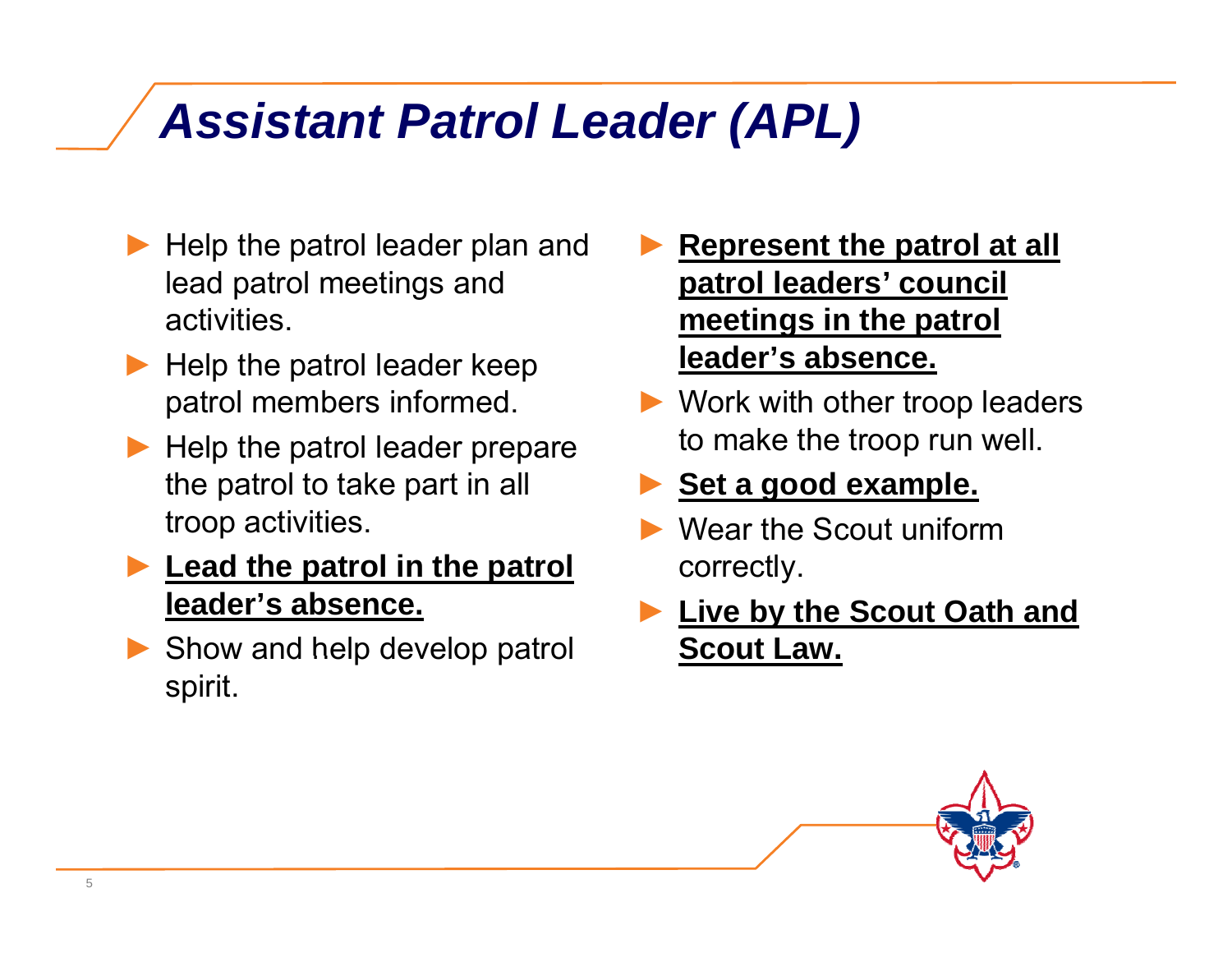# *Assistant Patrol Leader (APL)*

- Help the patrol leader plan and lead patrol meetings and activities.
- Help the patrol leader keep patrol members informed.
- Help the patrol leader prepare the patrol to take part in all troop activities.
- **Lead the patrol in the patrol leader's absence.**
- Show and help develop patrol spirit.
- **Represent the patrol at all patrol leaders' council meetings in the patrol leader's absence.**
- Work with other troop leaders to make the troop run well.
- **Set a good example.**
- Wear the Scout uniform correctly.
- **Live by the Scout Oath and Scout Law.**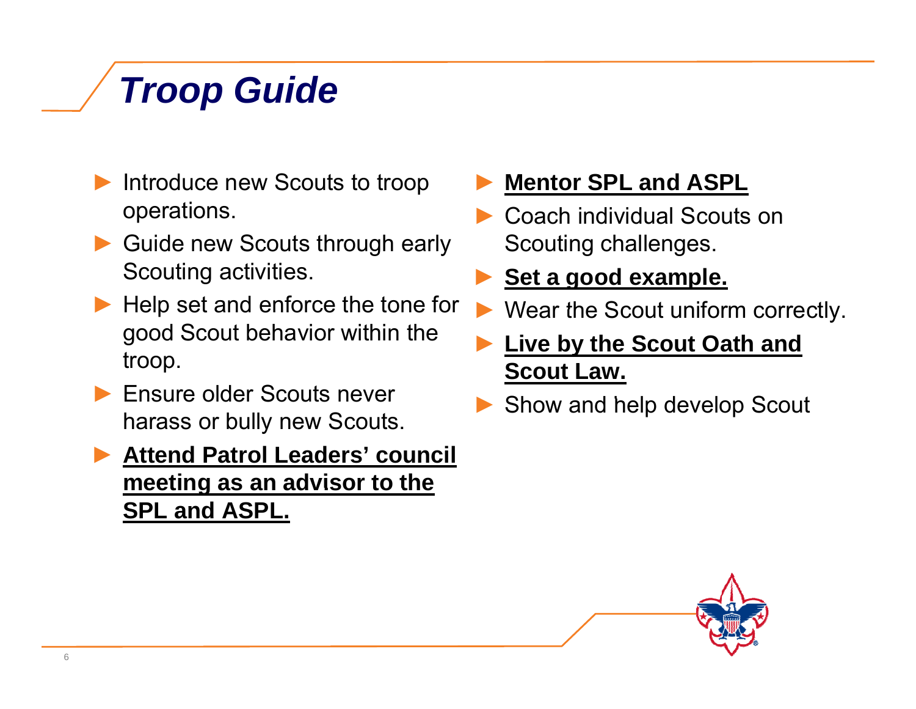# Troop Guide

- Introduce new Scouts to troop operations.
- Guide new Scouts through early Scouting activities.
- Help set and enforce the tone for good Scout behavior within the troop.
- Ensure older Scouts never harass or bully new Scouts.
- **Attend Patrol Leaders' council meeting as an advisor to the SPL and ASPL.**
- **Mentor SPL and ASPL**
- Coach individual Scouts on Scouting challenges.
- **Set a good example.**
- Wear the Scout uniform correctly.
- **Live by the Scout Oath and Scout Law.**
- Show and help develop Scout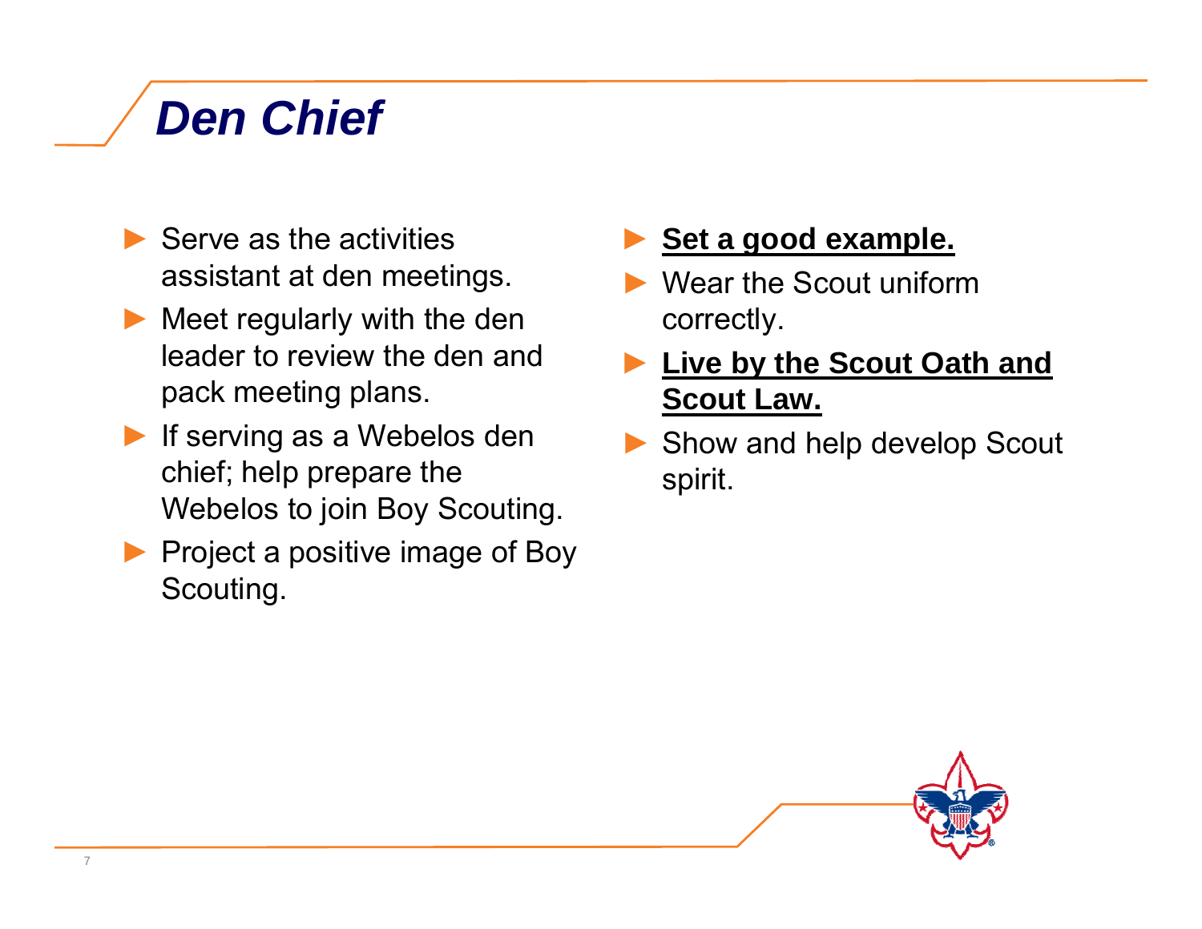# *Den Chief*

- Serve as the activities assistant at den meetings.
- Meet regularly with the den leader to review the den and pack meeting plans.
- If serving as a Webelos den chief; help prepare the Webelos to join Boy Scouting.
- Project a positive image of Boy Scouting.
- **Set a good example.**
- Wear the Scout uniform correctly.
- **Live by the Scout Oath and Scout Law.**
- Show and help develop Scout spirit.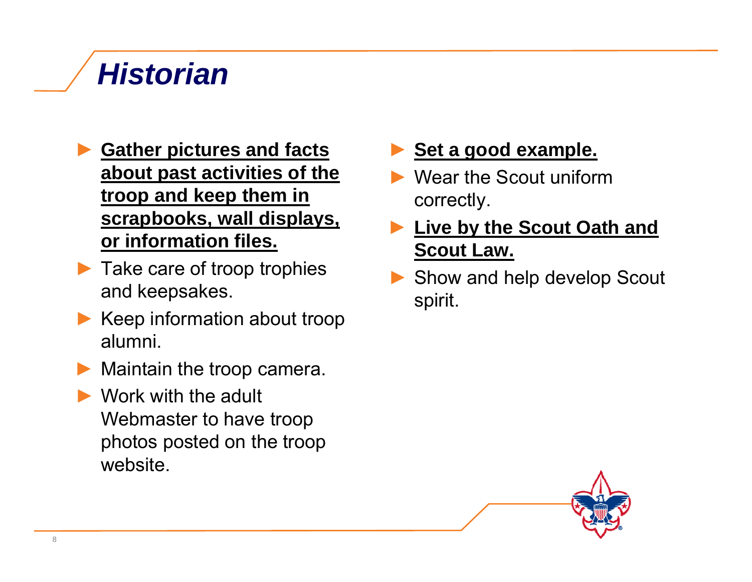# *Historian*

- **<u>Gather pictures and facts about past activities of the troop and keep them in scrapbooks, wall displays, or information files.</u>**
- Take care of troop trophies and keepsakes.
- Keep information about troop alumni.
- Maintain the troop camera.
- Work with the adult Webmaster to have troop photos posted on the troop website.
- **<u>Set a good example.</u>**
- Wear the Scout uniform correctly.
- **<u>Live by the Scout Oath and Scout Law.</u>**
- Show and help develop Scout spirit.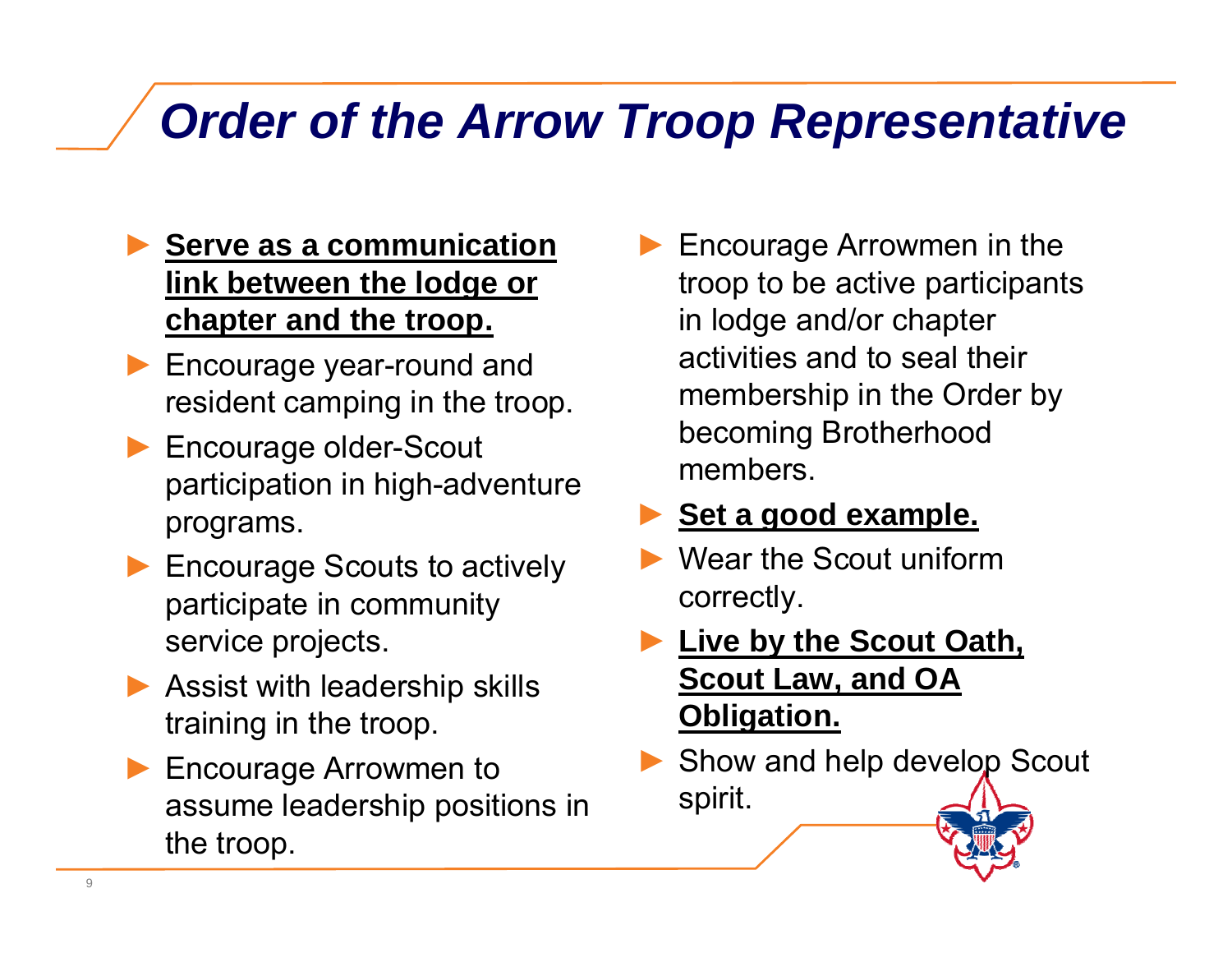# *Order of the Arrow Troop Representative*

- **Serve as a communication link between the lodge or chapter and the troop.**
- Encourage year-round and resident camping in the troop.
- Encourage older-Scout participation in high-adventure programs.
- Encourage Scouts to actively participate in community service projects.
- Assist with leadership skills training in the troop.
- Encourage Arrowmen to assume leadership positions in the troop.
- Encourage Arrowmen in the troop to be active participants in lodge and/or chapter activities and to seal their membership in the Order by becoming Brotherhood members.
- **Set a good example.**
- Wear the Scout uniform correctly.
- **Live by the Scout Oath, Scout Law, and OA Obligation.**
- Show and help develop Scout spirit.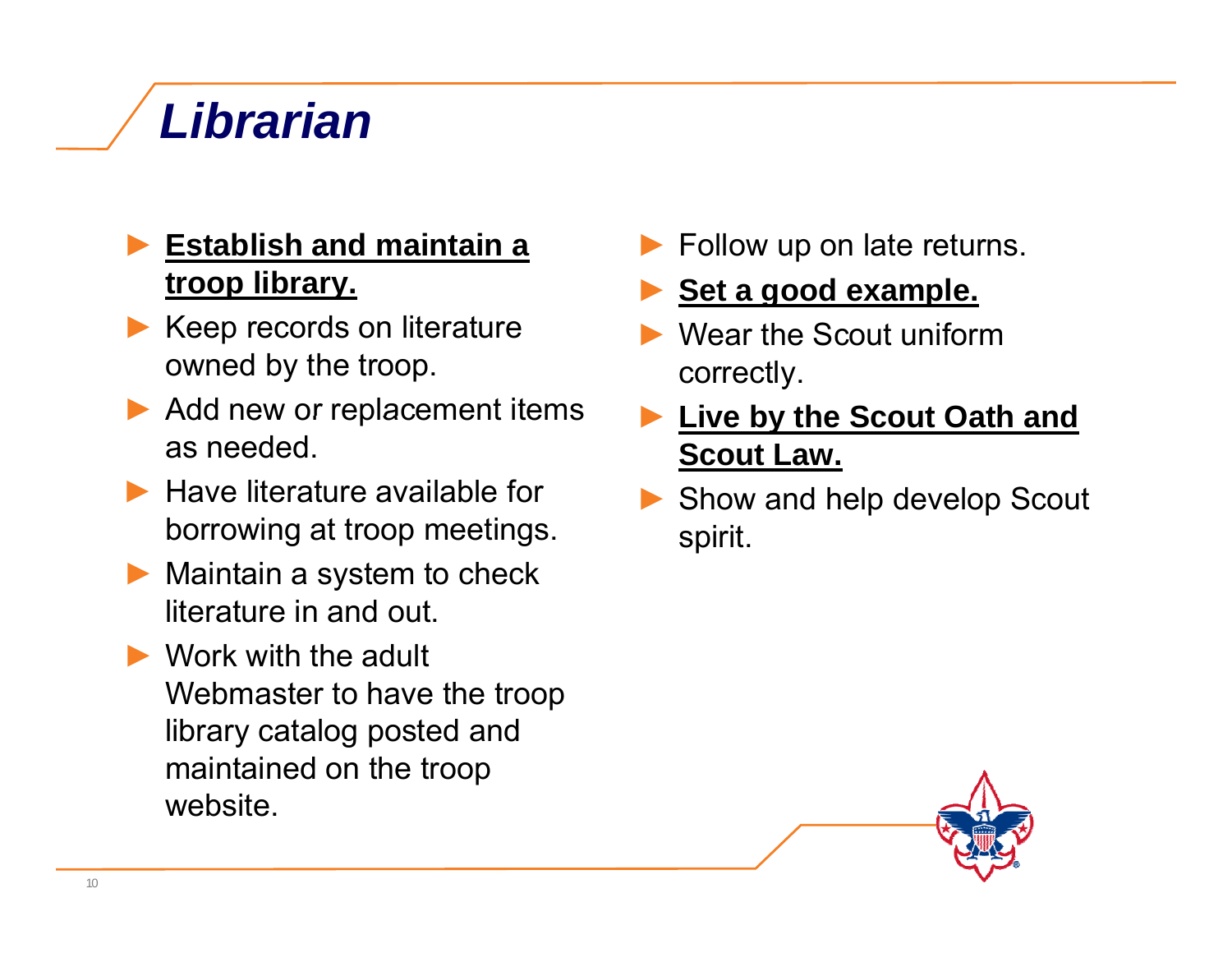# *Librarian*

- **<u>Establish and maintain a troop library.</u>**
- Keep records on literature owned by the troop.
- Add new or replacement items as needed.
- Have literature available for borrowing at troop meetings.
- Maintain a system to check literature in and out.
- Work with the adult Webmaster to have the troop library catalog posted and maintained on the troop website.
- Follow up on late returns.
- **<u>Set a good example.</u>**
- Wear the Scout uniform correctly.
- **<u>Live by the Scout Oath and Scout Law.</u>**
- Show and help develop Scout spirit.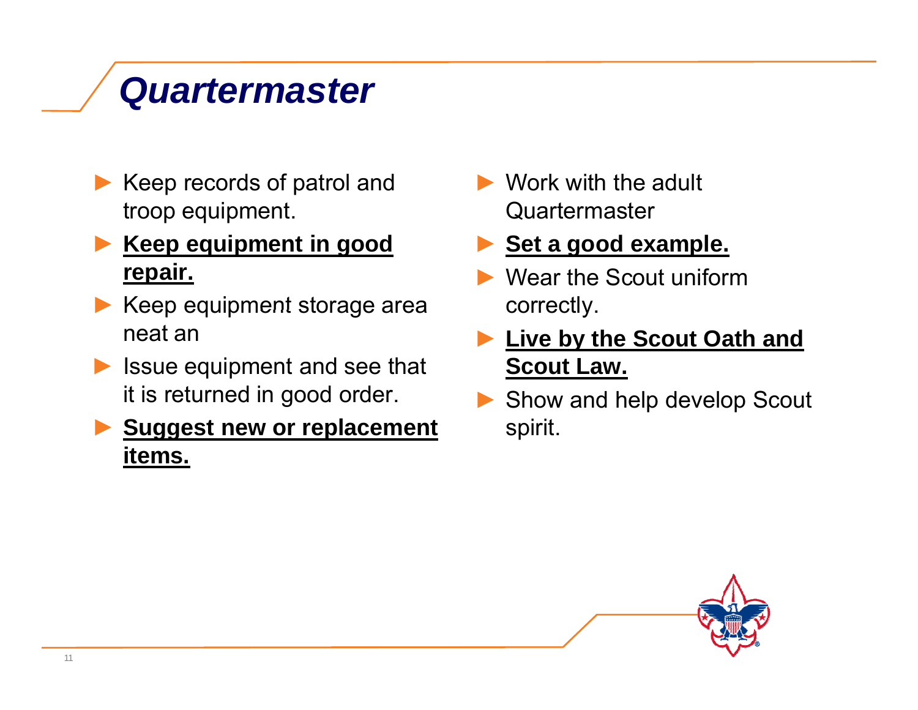# *Quartermaster*

- Keep records of patrol and troop equipment.
- **Keep equipment in good repair.**
- Keep equipment storage area neat an
- Issue equipment and see that it is returned in good order.
- **Suggest new or replacement items.**
- Work with the adult Quartermaster
- **Set a good example.**
- Wear the Scout uniform correctly.
- **Live by the Scout Oath and Scout Law.**
- Show and help develop Scout spirit.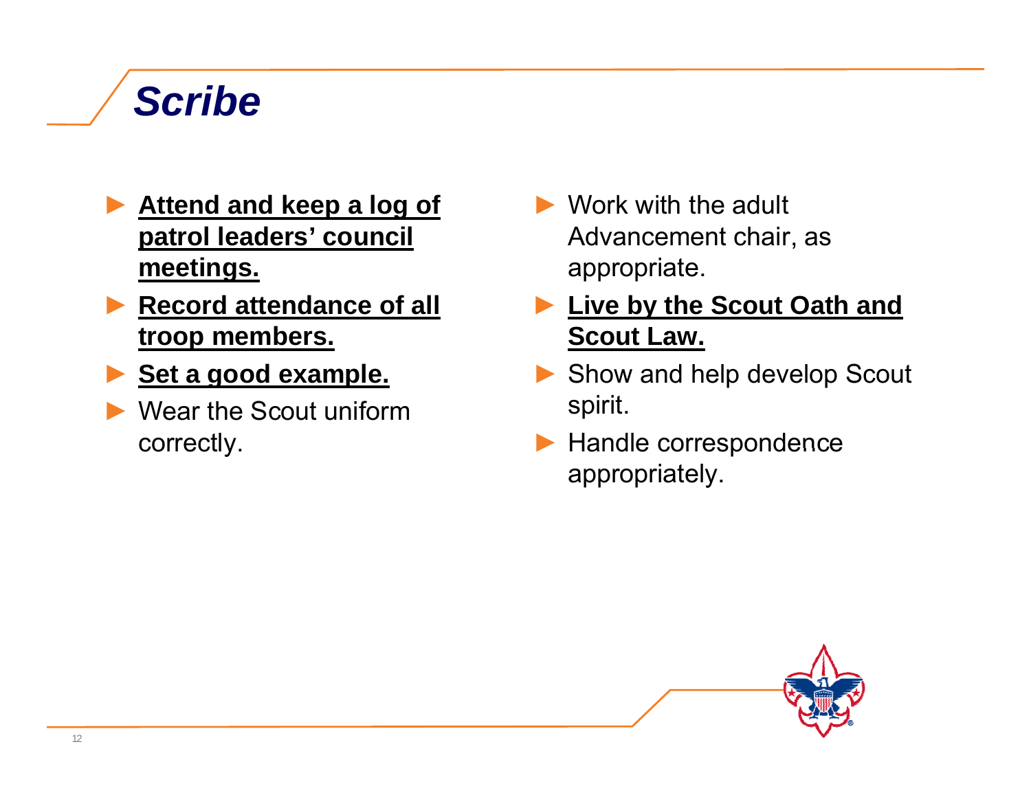# *Scribe*

- **Attend and keep a log of patrol leaders' council meetings.**
- **Record attendance of all troop members.**
- **Set a good example.**
- Wear the Scout uniform correctly.
- Work with the adult Advancement chair, as appropriate.
- **Live by the Scout Oath and Scout Law.**
- Show and help develop Scout spirit.
- Handle correspondence appropriately.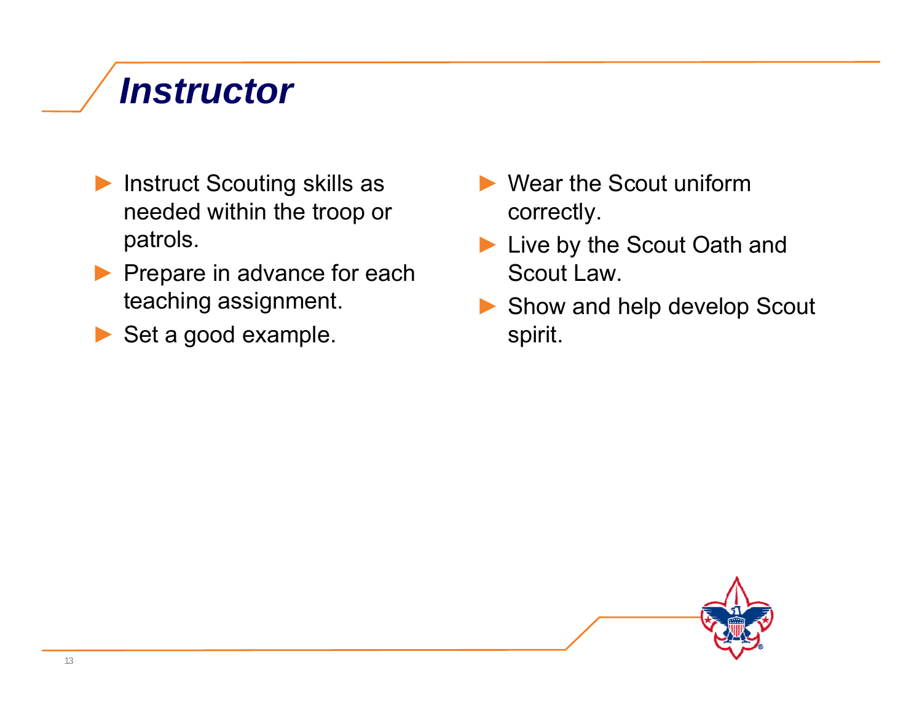# Instructor

- Instruct Scouting skills as needed within the troop or patrols.
- Prepare in advance for each teaching assignment.
- Set a good example.
- Wear the Scout uniform correctly.
- Live by the Scout Oath and Scout Law.
- Show and help develop Scout spirit.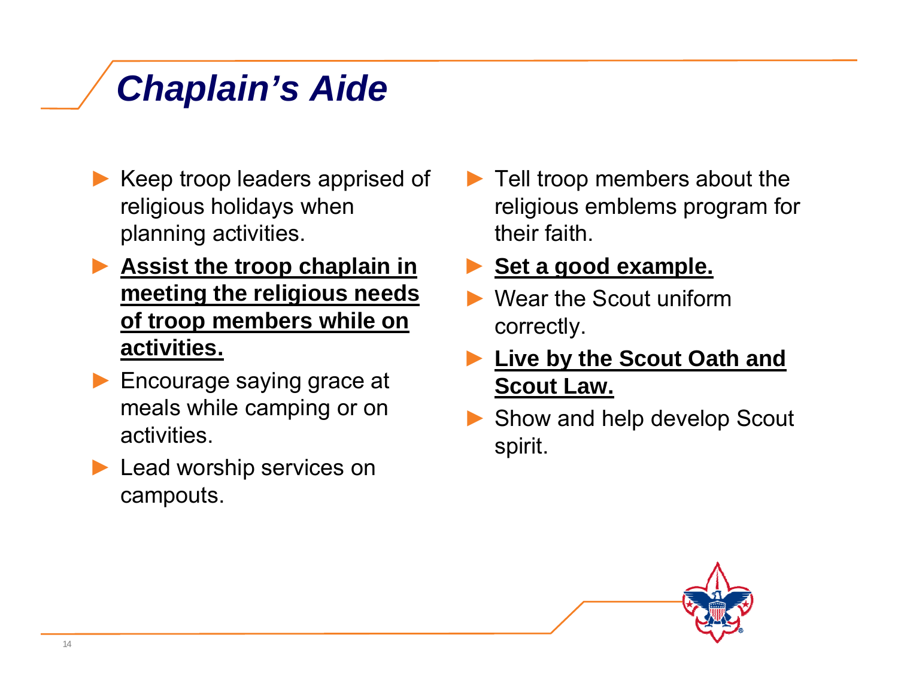# *Chaplain's Aide*

- Keep troop leaders apprised of religious holidays when planning activities.
- **Assist the troop chaplain in meeting the religious needs of troop members while on activities.**
- Encourage saying grace at meals while camping or on activities.
- Lead worship services on campouts.
- Tell troop members about the religious emblems program for their faith.
- **Set a good example.**
- Wear the Scout uniform correctly.
- **Live by the Scout Oath and Scout Law.**
- Show and help develop Scout spirit.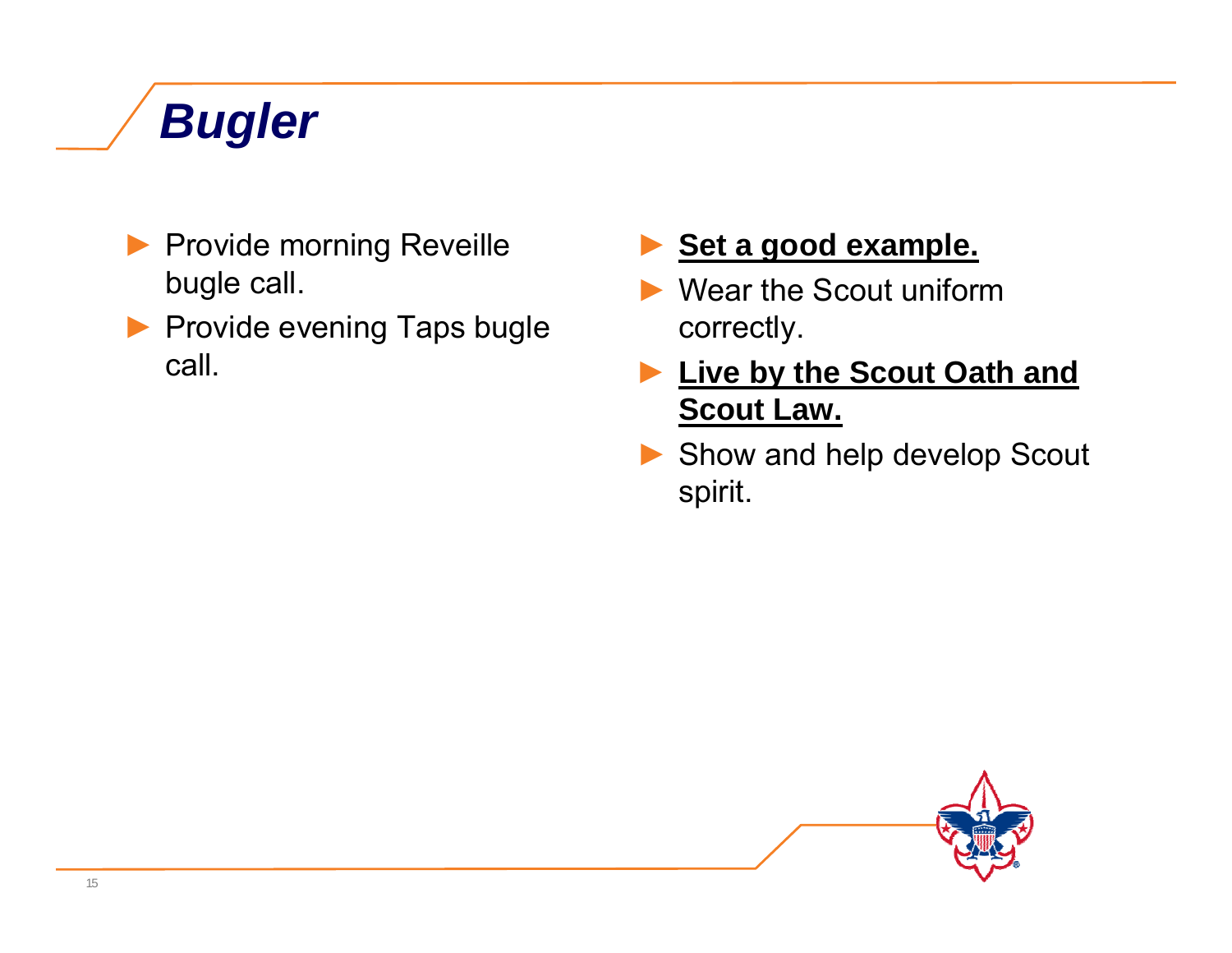# *Bugler*

- Provide morning Reveille bugle call.
- Provide evening Taps bugle call.

- **Set a good example.**
- Wear the Scout uniform correctly.
- **Live by the Scout Oath and Scout Law.**
- Show and help develop Scout spirit.